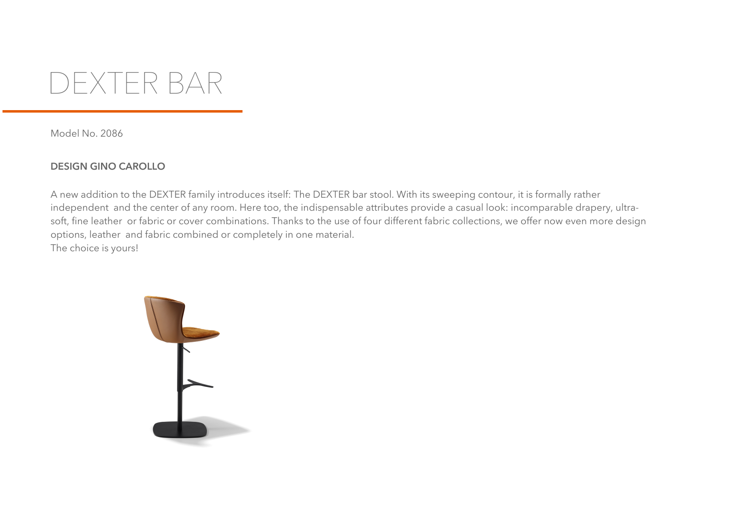# DEXTER BAR

Model No. 2086

**DESIGN GINO CAROLLO**

A new addition to the DEXTER family introduces itself: The DEXTER bar stool. With its sweeping contour, it is formally rather independent and the center of any room. Here too, the indispensable attributes provide a casual look: incomparable drapery, ultra-soft, fine leather or fabric or cover combinations. Thanks to the use of four different fabric collections, we offer now even more design options, leather and fabric combined or completely in one material.
The choice is yours!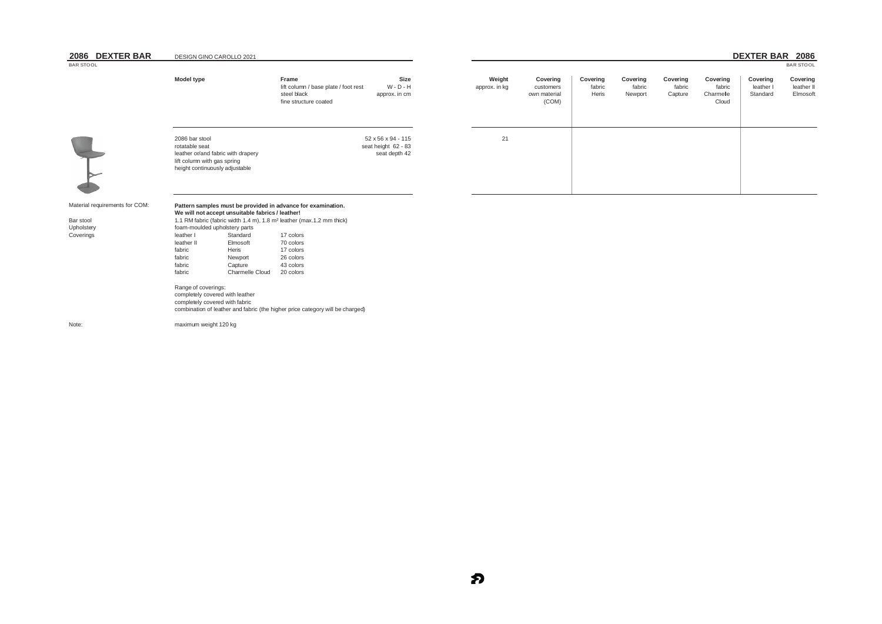## 2086 DEXTER BAR

DESIGN GINO CAROLLO 2021

BAR STOOL

| Model type | Frame lift column / base plate / foot rest steel black fine structure coated | Size W - D - H approx. in cm | Weight approx. in kg | Covering customers own material (COM) | Covering fabric Heris | Covering fabric Newport | Covering fabric Capture | Covering fabric Charmelle Cloud | Covering leather I Standard | Covering leather II Elmosoft |
|---|---|---|---|---|---|---|---|---|---|---|
| 2086 bar stool<br>rotatable seat<br>leather or/and fabric with drapery<br>lift column with gas spring<br>height continuously adjustable | | 52 x 56 x 94 - 115<br>seat height 62 - 83<br>seat depth 42 | 21 | | | | | | | |

Material requirements for COM:

**Pattern samples must be provided in advance for examination.**
**We will not accept unsuitable fabrics / leather!**

Bar stool: 1.1 RM fabric (fabric width 1.4 m), 1.8 m² leather (max.1.2 mm thick)

Upholstery: foam-moulded upholstery parts

Coverings:

| | | |
|---|---|---|
| leather I | Standard | 17 colors |
| leather II | Elmosoft | 70 colors |
| fabric | Heris | 17 colors |
| fabric | Newport | 26 colors |
| fabric | Capture | 43 colors |
| fabric | Charmelle Cloud | 20 colors |

Range of coverings:
completely covered with leather
completely covered with fabric
combination of leather and fabric (the higher price category will be charged)

Note: maximum weight 120 kg